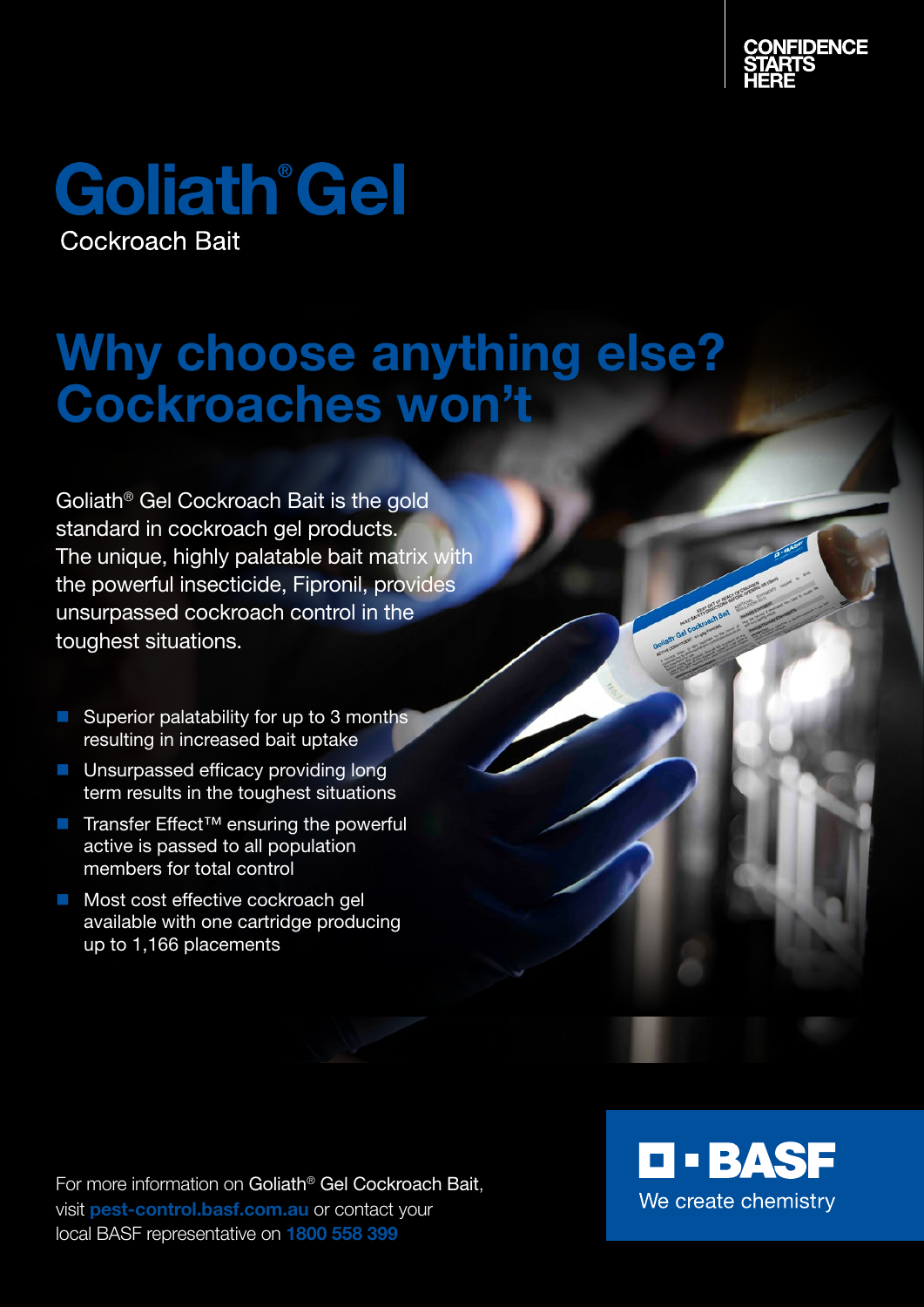CONFIDENCE STARTS HERE

# Goliath® Gel

Cockroach Bait

## Why choose anything else? Cockroaches won't

Goliath® Gel Cockroach Bait is the gold standard in cockroach gel products. The unique, highly palatable bait matrix with the powerful insecticide, Fipronil, provides unsurpassed cockroach control in the toughest situations.

- Superior palatability for up to 3 months resulting in increased bait uptake
- Unsurpassed efficacy providing long term results in the toughest situations
- Transfer Effect™ ensuring the powerful active is passed to all population members for total control
- Most cost effective cockroach gel available with one cartridge producing up to 1,166 placements

For more information on Goliath® Gel Cockroach Bait, visit **pest-control.basf.com.au** or contact your local BASF representative on **1800 558 399**

BASF
We create chemistry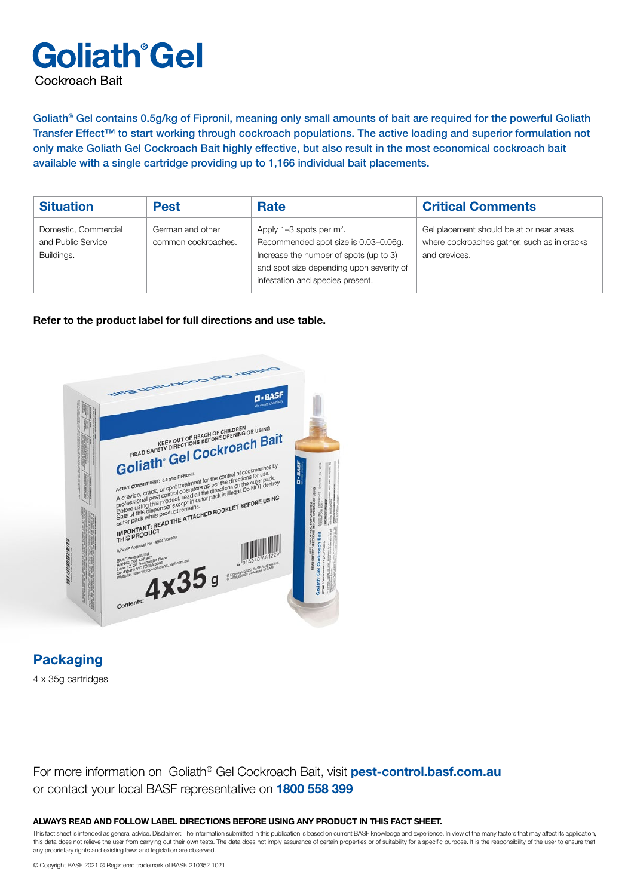# Goliath® Gel

Cockroach Bait

Goliath® Gel contains 0.5g/kg of Fipronil, meaning only small amounts of bait are required for the powerful Goliath Transfer Effect™ to start working through cockroach populations. The active loading and superior formulation not only make Goliath Gel Cockroach Bait highly effective, but also result in the most economical cockroach bait available with a single cartridge providing up to 1,166 individual bait placements.

| Situation | Pest | Rate | Critical Comments |
|---|---|---|---|
| Domestic, Commercial and Public Service Buildings. | German and other common cockroaches. | Apply 1–3 spots per $m^2$. Recommended spot size is 0.03–0.06g. Increase the number of spots (up to 3) and spot size depending upon severity of infestation and species present. | Gel placement should be at or near areas where cockroaches gather, such as in cracks and crevices. |

**Refer to the product label for full directions and use table.**

## Packaging

4 x 35g cartridges

For more information on Goliath® Gel Cockroach Bait, visit **pest-control.basf.com.au** or contact your local BASF representative on **1800 558 399**

**ALWAYS READ AND FOLLOW LABEL DIRECTIONS BEFORE USING ANY PRODUCT IN THIS FACT SHEET.**

This fact sheet is intended as general advice. Disclaimer: The information submitted in this publication is based on current BASF knowledge and experience. In view of the many factors that may affect its application, this data does not relieve the user from carrying out their own tests. The data does not imply assurance of certain properties or of suitability for a specific purpose. It is the responsibility of the user to ensure that any proprietary rights and existing laws and legislation are observed.

© Copyright BASF 2021 ® Registered trademark of BASF. 210352 1021